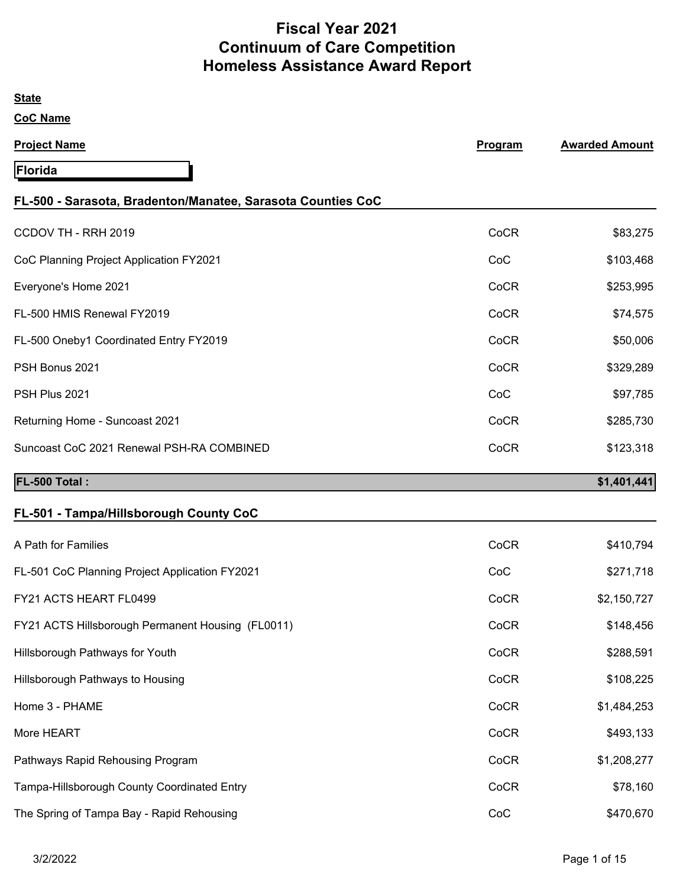# Fiscal Year 2021
# Continuum of Care Competition
# Homeless Assistance Award Report

**State**

**CoC Name**

| Project Name | Program | Awarded Amount |
|---|---|---|
| **Florida** | | |

### FL-500 - Sarasota, Bradenton/Manatee, Sarasota Counties CoC

| Project Name | Program | Awarded Amount |
|---|---|---|
| CCDOV TH - RRH 2019 | CoCR | $83,275 |
| CoC Planning Project Application FY2021 | CoC | $103,468 |
| Everyone's Home 2021 | CoCR | $253,995 |
| FL-500 HMIS Renewal FY2019 | CoCR | $74,575 |
| FL-500 Oneby1 Coordinated Entry FY2019 | CoCR | $50,006 |
| PSH Bonus 2021 | CoCR | $329,289 |
| PSH Plus 2021 | CoC | $97,785 |
| Returning Home - Suncoast 2021 | CoCR | $285,730 |
| Suncoast CoC 2021 Renewal PSH-RA COMBINED | CoCR | $123,318 |
| **FL-500 Total :** | | **$1,401,441** |

### FL-501 - Tampa/Hillsborough County CoC

| Project Name | Program | Awarded Amount |
|---|---|---|
| A Path for Families | CoCR | $410,794 |
| FL-501 CoC Planning Project Application FY2021 | CoC | $271,718 |
| FY21 ACTS HEART FL0499 | CoCR | $2,150,727 |
| FY21 ACTS Hillsborough Permanent Housing (FL0011) | CoCR | $148,456 |
| Hillsborough Pathways for Youth | CoCR | $288,591 |
| Hillsborough Pathways to Housing | CoCR | $108,225 |
| Home 3 - PHAME | CoCR | $1,484,253 |
| More HEART | CoCR | $493,133 |
| Pathways Rapid Rehousing Program | CoCR | $1,208,277 |
| Tampa-Hillsborough County Coordinated Entry | CoCR | $78,160 |
| The Spring of Tampa Bay - Rapid Rehousing | CoC | $470,670 |

3/2/2022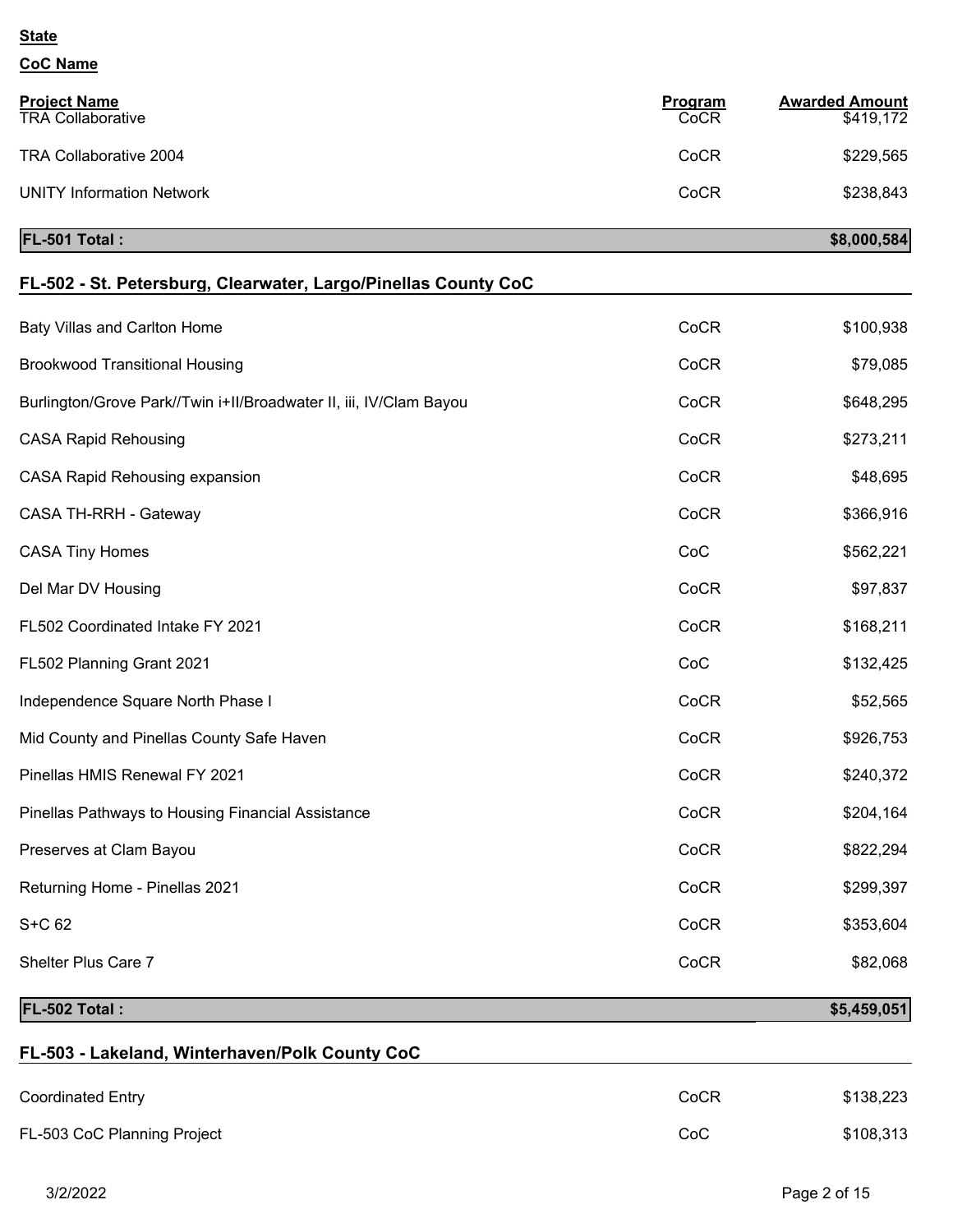**State**

**CoC Name**

| Project Name | Program | Awarded Amount |
|---|---|---|
| TRA Collaborative | CoCR | $419,172 |
| TRA Collaborative 2004 | CoCR | $229,565 |
| UNITY Information Network | CoCR | $238,843 |
| **FL-501 Total :** | | **$8,000,584** |

## FL-502 - St. Petersburg, Clearwater, Largo/Pinellas County CoC

| Project Name | Program | Awarded Amount |
|---|---|---|
| Baty Villas and Carlton Home | CoCR | $100,938 |
| Brookwood Transitional Housing | CoCR | $79,085 |
| Burlington/Grove Park//Twin i+II/Broadwater II, iii, IV/Clam Bayou | CoCR | $648,295 |
| CASA Rapid Rehousing | CoCR | $273,211 |
| CASA Rapid Rehousing expansion | CoCR | $48,695 |
| CASA TH-RRH - Gateway | CoCR | $366,916 |
| CASA Tiny Homes | CoC | $562,221 |
| Del Mar DV Housing | CoCR | $97,837 |
| FL502 Coordinated Intake FY 2021 | CoCR | $168,211 |
| FL502 Planning Grant 2021 | CoC | $132,425 |
| Independence Square North Phase I | CoCR | $52,565 |
| Mid County and Pinellas County Safe Haven | CoCR | $926,753 |
| Pinellas HMIS Renewal FY 2021 | CoCR | $240,372 |
| Pinellas Pathways to Housing Financial Assistance | CoCR | $204,164 |
| Preserves at Clam Bayou | CoCR | $822,294 |
| Returning Home - Pinellas 2021 | CoCR | $299,397 |
| S+C 62 | CoCR | $353,604 |
| Shelter Plus Care 7 | CoCR | $82,068 |
| **FL-502 Total :** | | **$5,459,051** |

## FL-503 - Lakeland, Winterhaven/Polk County CoC

| Project Name | Program | Awarded Amount |
|---|---|---|
| Coordinated Entry | CoCR | $138,223 |
| FL-503 CoC Planning Project | CoC | $108,313 |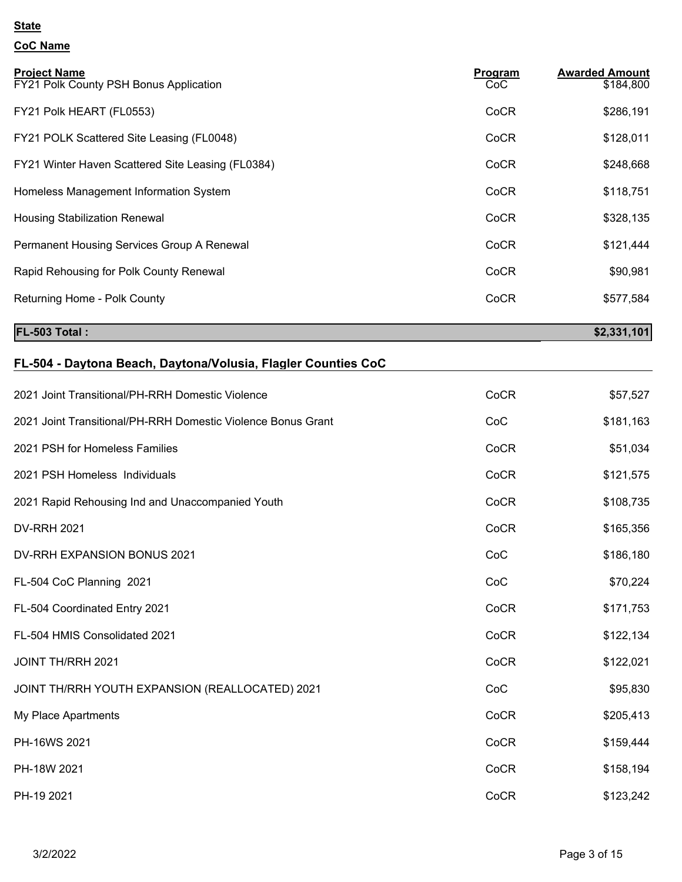**State**

**CoC Name**

| Project Name | Program | Awarded Amount |
|---|---|---|
| FY21 Polk County PSH Bonus Application | CoC | $184,800 |
| FY21 Polk HEART (FL0553) | CoCR | $286,191 |
| FY21 POLK Scattered Site Leasing (FL0048) | CoCR | $128,011 |
| FY21 Winter Haven Scattered Site Leasing (FL0384) | CoCR | $248,668 |
| Homeless Management Information System | CoCR | $118,751 |
| Housing Stabilization Renewal | CoCR | $328,135 |
| Permanent Housing Services Group A Renewal | CoCR | $121,444 |
| Rapid Rehousing for Polk County Renewal | CoCR | $90,981 |
| Returning Home - Polk County | CoCR | $577,584 |
| **FL-503 Total :** | | **$2,331,101** |

## FL-504 - Daytona Beach, Daytona/Volusia, Flagler Counties CoC

| Project Name | Program | Awarded Amount |
|---|---|---|
| 2021 Joint Transitional/PH-RRH Domestic Violence | CoCR | $57,527 |
| 2021 Joint Transitional/PH-RRH Domestic Violence Bonus Grant | CoC | $181,163 |
| 2021 PSH for Homeless Families | CoCR | $51,034 |
| 2021 PSH Homeless Individuals | CoCR | $121,575 |
| 2021 Rapid Rehousing Ind and Unaccompanied Youth | CoCR | $108,735 |
| DV-RRH 2021 | CoCR | $165,356 |
| DV-RRH EXPANSION BONUS 2021 | CoC | $186,180 |
| FL-504 CoC Planning 2021 | CoC | $70,224 |
| FL-504 Coordinated Entry 2021 | CoCR | $171,753 |
| FL-504 HMIS Consolidated 2021 | CoCR | $122,134 |
| JOINT TH/RRH 2021 | CoCR | $122,021 |
| JOINT TH/RRH YOUTH EXPANSION (REALLOCATED) 2021 | CoC | $95,830 |
| My Place Apartments | CoCR | $205,413 |
| PH-16WS 2021 | CoCR | $159,444 |
| PH-18W 2021 | CoCR | $158,194 |
| PH-19 2021 | CoCR | $123,242 |

3/2/2022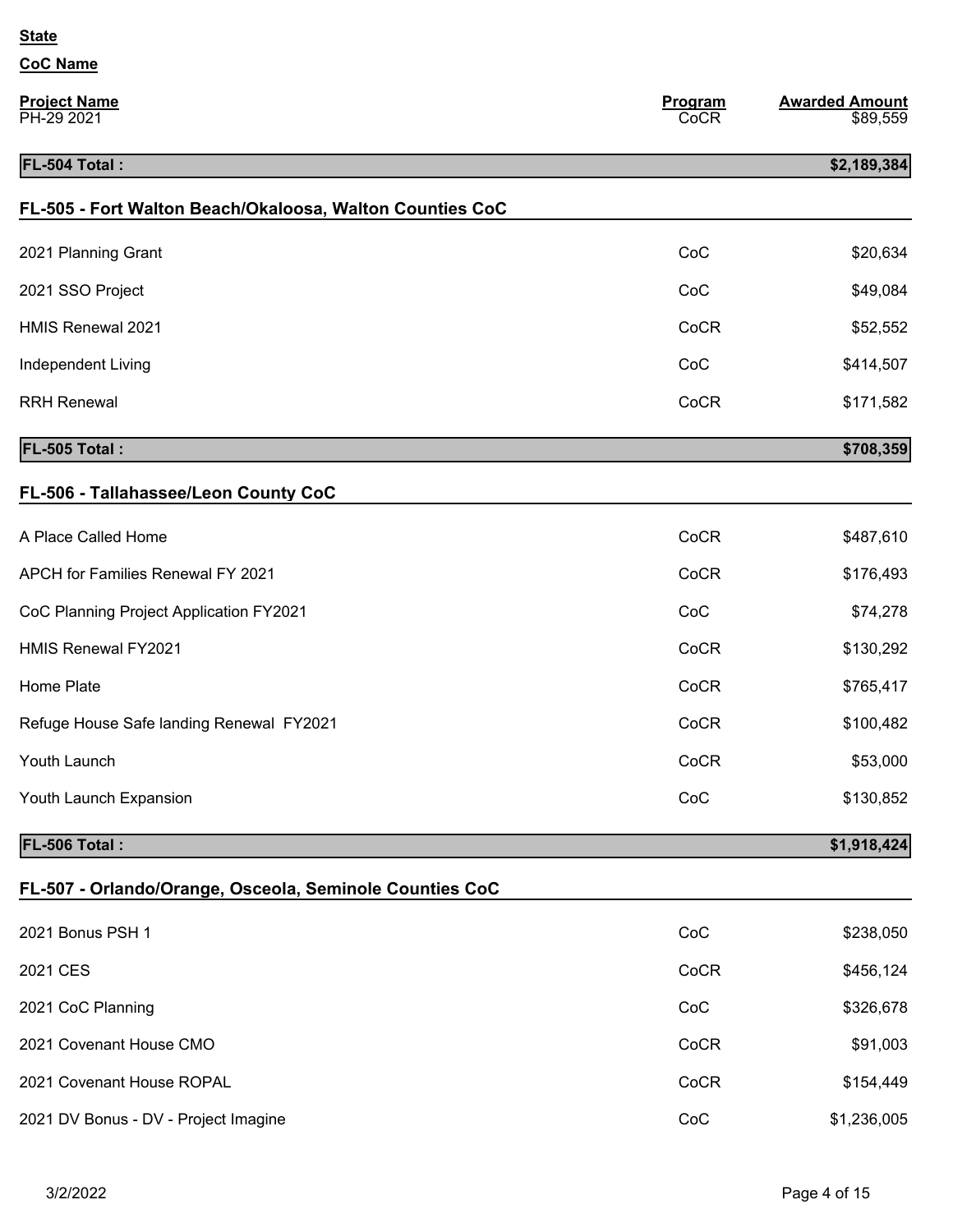**State**

**CoC Name**

| Project Name | Program | Awarded Amount |
|---|---|---|
| PH-29 2021 | CoCR | $89,559 |
| **FL-504 Total :** | | **$2,189,384** |

## FL-505 - Fort Walton Beach/Okaloosa, Walton Counties CoC

| Project Name | Program | Awarded Amount |
|---|---|---|
| 2021 Planning Grant | CoC | $20,634 |
| 2021 SSO Project | CoC | $49,084 |
| HMIS Renewal 2021 | CoCR | $52,552 |
| Independent Living | CoC | $414,507 |
| RRH Renewal | CoCR | $171,582 |
| **FL-505 Total :** | | **$708,359** |

## FL-506 - Tallahassee/Leon County CoC

| Project Name | Program | Awarded Amount |
|---|---|---|
| A Place Called Home | CoCR | $487,610 |
| APCH for Families Renewal FY 2021 | CoCR | $176,493 |
| CoC Planning Project Application FY2021 | CoC | $74,278 |
| HMIS Renewal FY2021 | CoCR | $130,292 |
| Home Plate | CoCR | $765,417 |
| Refuge House Safe landing Renewal FY2021 | CoCR | $100,482 |
| Youth Launch | CoCR | $53,000 |
| Youth Launch Expansion | CoC | $130,852 |
| **FL-506 Total :** | | **$1,918,424** |

## FL-507 - Orlando/Orange, Osceola, Seminole Counties CoC

| Project Name | Program | Awarded Amount |
|---|---|---|
| 2021 Bonus PSH 1 | CoC | $238,050 |
| 2021 CES | CoCR | $456,124 |
| 2021 CoC Planning | CoC | $326,678 |
| 2021 Covenant House CMO | CoCR | $91,003 |
| 2021 Covenant House ROPAL | CoCR | $154,449 |
| 2021 DV Bonus - DV - Project Imagine | CoC | $1,236,005 |

3/2/2022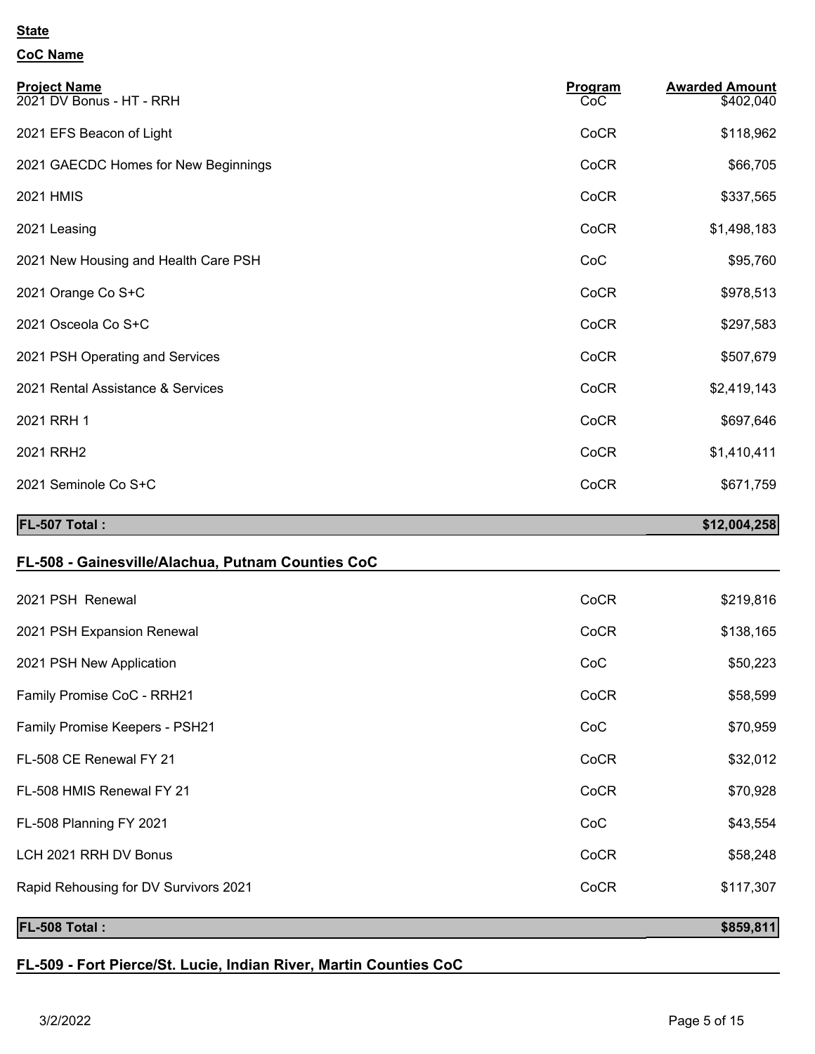**State**

**CoC Name**

| Project Name | Program | Awarded Amount |
|---|---|---|
| 2021 DV Bonus - HT - RRH | CoC | $402,040 |
| 2021 EFS Beacon of Light | CoCR | $118,962 |
| 2021 GAECDC Homes for New Beginnings | CoCR | $66,705 |
| 2021 HMIS | CoCR | $337,565 |
| 2021 Leasing | CoCR | $1,498,183 |
| 2021 New Housing and Health Care PSH | CoC | $95,760 |
| 2021 Orange Co S+C | CoCR | $978,513 |
| 2021 Osceola Co S+C | CoCR | $297,583 |
| 2021 PSH Operating and Services | CoCR | $507,679 |
| 2021 Rental Assistance & Services | CoCR | $2,419,143 |
| 2021 RRH 1 | CoCR | $697,646 |
| 2021 RRH2 | CoCR | $1,410,411 |
| 2021 Seminole Co S+C | CoCR | $671,759 |
| **FL-507 Total :** | | **$12,004,258** |

## FL-508 - Gainesville/Alachua, Putnam Counties CoC

| Project Name | Program | Awarded Amount |
|---|---|---|
| 2021 PSH Renewal | CoCR | $219,816 |
| 2021 PSH Expansion Renewal | CoCR | $138,165 |
| 2021 PSH New Application | CoC | $50,223 |
| Family Promise CoC - RRH21 | CoCR | $58,599 |
| Family Promise Keepers - PSH21 | CoC | $70,959 |
| FL-508 CE Renewal FY 21 | CoCR | $32,012 |
| FL-508 HMIS Renewal FY 21 | CoCR | $70,928 |
| FL-508 Planning FY 2021 | CoC | $43,554 |
| LCH 2021 RRH DV Bonus | CoCR | $58,248 |
| Rapid Rehousing for DV Survivors 2021 | CoCR | $117,307 |
| **FL-508 Total :** | | **$859,811** |

## FL-509 - Fort Pierce/St. Lucie, Indian River, Martin Counties CoC

3/2/2022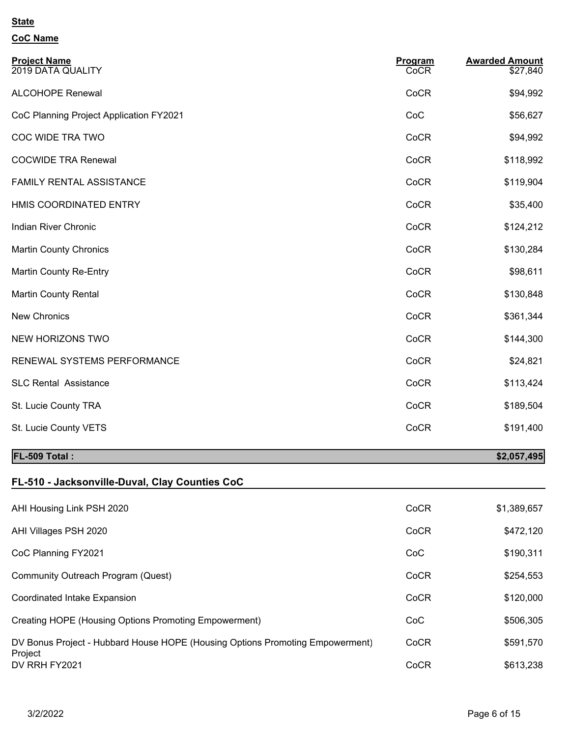**State**

**CoC Name**

| Project Name | Program | Awarded Amount |
|---|---|---|
| 2019 DATA QUALITY | CoCR | $27,840 |
| ALCOHOPE Renewal | CoCR | $94,992 |
| CoC Planning Project Application FY2021 | CoC | $56,627 |
| COC WIDE TRA TWO | CoCR | $94,992 |
| COCWIDE TRA Renewal | CoCR | $118,992 |
| FAMILY RENTAL ASSISTANCE | CoCR | $119,904 |
| HMIS COORDINATED ENTRY | CoCR | $35,400 |
| Indian River Chronic | CoCR | $124,212 |
| Martin County Chronics | CoCR | $130,284 |
| Martin County Re-Entry | CoCR | $98,611 |
| Martin County Rental | CoCR | $130,848 |
| New Chronics | CoCR | $361,344 |
| NEW HORIZONS TWO | CoCR | $144,300 |
| RENEWAL SYSTEMS PERFORMANCE | CoCR | $24,821 |
| SLC Rental Assistance | CoCR | $113,424 |
| St. Lucie County TRA | CoCR | $189,504 |
| St. Lucie County VETS | CoCR | $191,400 |
| **FL-509 Total :** | | **$2,057,495** |

## FL-510 - Jacksonville-Duval, Clay Counties CoC

| Project Name | Program | Awarded Amount |
|---|---|---|
| AHI Housing Link PSH 2020 | CoCR | $1,389,657 |
| AHI Villages PSH 2020 | CoCR | $472,120 |
| CoC Planning FY2021 | CoC | $190,311 |
| Community Outreach Program (Quest) | CoCR | $254,553 |
| Coordinated Intake Expansion | CoCR | $120,000 |
| Creating HOPE (Housing Options Promoting Empowerment) | CoC | $506,305 |
| DV Bonus Project - Hubbard House HOPE (Housing Options Promoting Empowerment) Project | CoCR | $591,570 |
| DV RRH FY2021 | CoCR | $613,238 |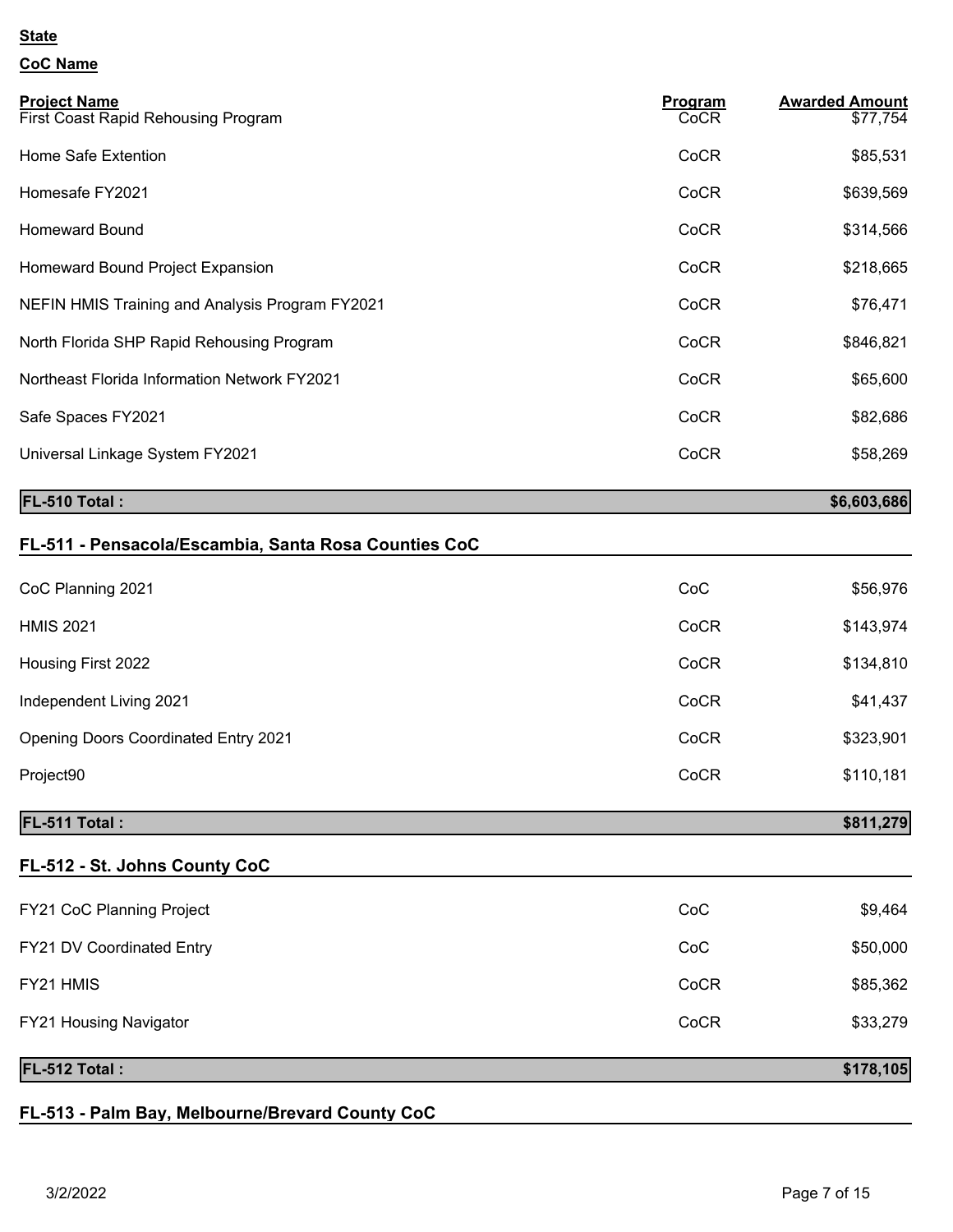**State**

**CoC Name**

| Project Name | Program | Awarded Amount |
|---|---|---|
| First Coast Rapid Rehousing Program | CoCR | $77,754 |
| Home Safe Extention | CoCR | $85,531 |
| Homesafe FY2021 | CoCR | $639,569 |
| Homeward Bound | CoCR | $314,566 |
| Homeward Bound Project Expansion | CoCR | $218,665 |
| NEFIN HMIS Training and Analysis Program FY2021 | CoCR | $76,471 |
| North Florida SHP Rapid Rehousing Program | CoCR | $846,821 |
| Northeast Florida Information Network FY2021 | CoCR | $65,600 |
| Safe Spaces FY2021 | CoCR | $82,686 |
| Universal Linkage System FY2021 | CoCR | $58,269 |
| **FL-510 Total :** | | **$6,603,686** |

## FL-511 - Pensacola/Escambia, Santa Rosa Counties CoC

| Project Name | Program | Awarded Amount |
|---|---|---|
| CoC Planning 2021 | CoC | $56,976 |
| HMIS 2021 | CoCR | $143,974 |
| Housing First 2022 | CoCR | $134,810 |
| Independent Living 2021 | CoCR | $41,437 |
| Opening Doors Coordinated Entry 2021 | CoCR | $323,901 |
| Project90 | CoCR | $110,181 |
| **FL-511 Total :** | | **$811,279** |

## FL-512 - St. Johns County CoC

| Project Name | Program | Awarded Amount |
|---|---|---|
| FY21 CoC Planning Project | CoC | $9,464 |
| FY21 DV Coordinated Entry | CoC | $50,000 |
| FY21 HMIS | CoCR | $85,362 |
| FY21 Housing Navigator | CoCR | $33,279 |
| **FL-512 Total :** | | **$178,105** |

## FL-513 - Palm Bay, Melbourne/Brevard County CoC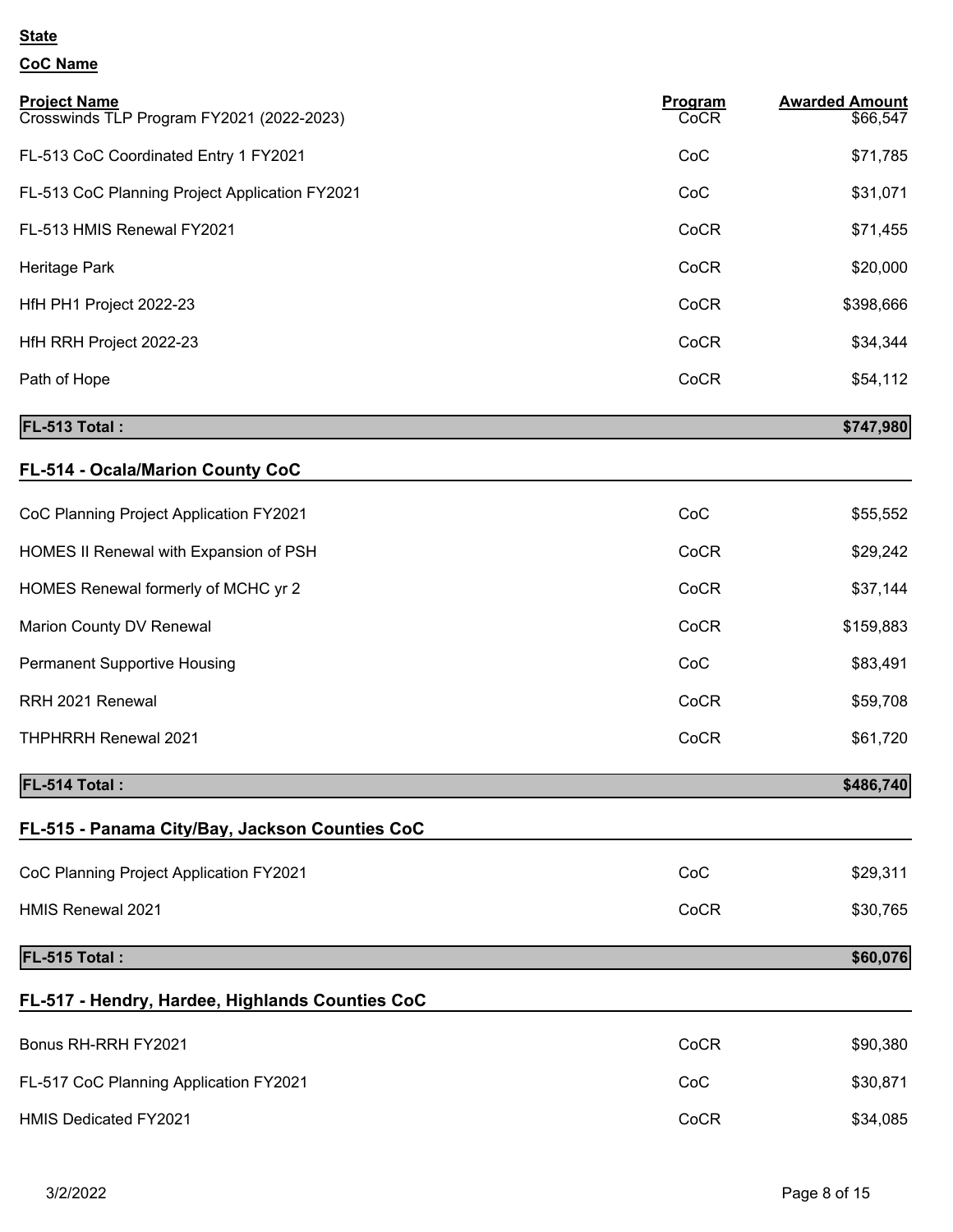**State**

**CoC Name**

| Project Name | Program | Awarded Amount |
|---|---|---|
| Crosswinds TLP Program FY2021 (2022-2023) | CoCR | $66,547 |
| FL-513 CoC Coordinated Entry 1 FY2021 | CoC | $71,785 |
| FL-513 CoC Planning Project Application FY2021 | CoC | $31,071 |
| FL-513 HMIS Renewal FY2021 | CoCR | $71,455 |
| Heritage Park | CoCR | $20,000 |
| HfH PH1 Project 2022-23 | CoCR | $398,666 |
| HfH RRH Project 2022-23 | CoCR | $34,344 |
| Path of Hope | CoCR | $54,112 |
| **FL-513 Total :** | | **$747,980** |

## FL-514 - Ocala/Marion County CoC

| Project Name | Program | Awarded Amount |
|---|---|---|
| CoC Planning Project Application FY2021 | CoC | $55,552 |
| HOMES II Renewal with Expansion of PSH | CoCR | $29,242 |
| HOMES Renewal formerly of MCHC yr 2 | CoCR | $37,144 |
| Marion County DV Renewal | CoCR | $159,883 |
| Permanent Supportive Housing | CoC | $83,491 |
| RRH 2021 Renewal | CoCR | $59,708 |
| THPHRRH Renewal 2021 | CoCR | $61,720 |
| **FL-514 Total :** | | **$486,740** |

## FL-515 - Panama City/Bay, Jackson Counties CoC

| Project Name | Program | Awarded Amount |
|---|---|---|
| CoC Planning Project Application FY2021 | CoC | $29,311 |
| HMIS Renewal 2021 | CoCR | $30,765 |
| **FL-515 Total :** | | **$60,076** |

## FL-517 - Hendry, Hardee, Highlands Counties CoC

| Project Name | Program | Awarded Amount |
|---|---|---|
| Bonus RH-RRH FY2021 | CoCR | $90,380 |
| FL-517 CoC Planning Application FY2021 | CoC | $30,871 |
| HMIS Dedicated FY2021 | CoCR | $34,085 |

3/2/2022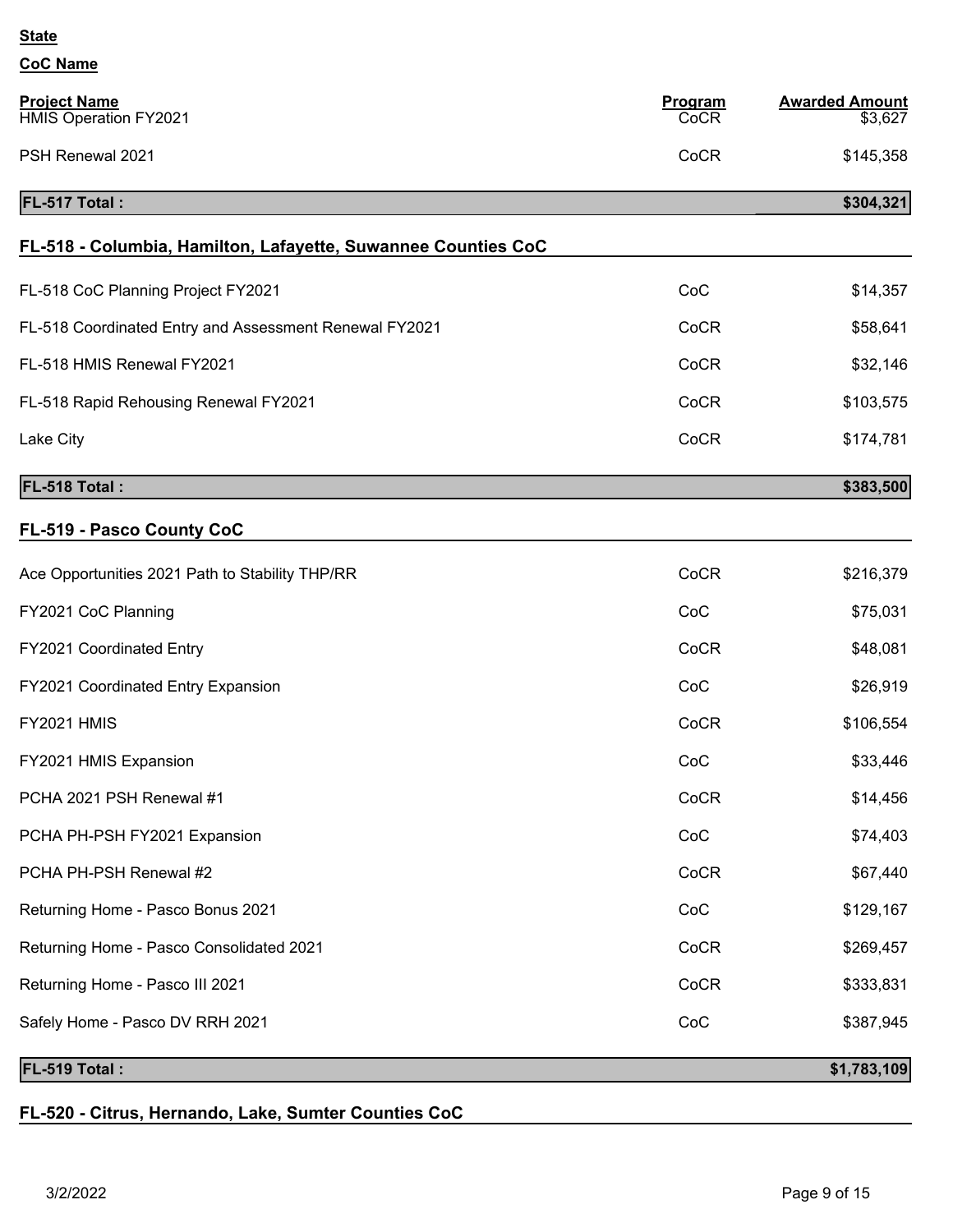**State**

**CoC Name**

| Project Name | Program | Awarded Amount |
|---|---|---|
| HMIS Operation FY2021 | CoCR | $3,627 |
| PSH Renewal 2021 | CoCR | $145,358 |
| **FL-517 Total :** | | **$304,321** |

## FL-518 - Columbia, Hamilton, Lafayette, Suwannee Counties CoC

| Project Name | Program | Awarded Amount |
|---|---|---|
| FL-518 CoC Planning Project FY2021 | CoC | $14,357 |
| FL-518 Coordinated Entry and Assessment Renewal FY2021 | CoCR | $58,641 |
| FL-518 HMIS Renewal FY2021 | CoCR | $32,146 |
| FL-518 Rapid Rehousing Renewal FY2021 | CoCR | $103,575 |
| Lake City | CoCR | $174,781 |
| **FL-518 Total :** | | **$383,500** |

## FL-519 - Pasco County CoC

| Project Name | Program | Awarded Amount |
|---|---|---|
| Ace Opportunities 2021 Path to Stability THP/RR | CoCR | $216,379 |
| FY2021 CoC Planning | CoC | $75,031 |
| FY2021 Coordinated Entry | CoCR | $48,081 |
| FY2021 Coordinated Entry Expansion | CoC | $26,919 |
| FY2021 HMIS | CoCR | $106,554 |
| FY2021 HMIS Expansion | CoC | $33,446 |
| PCHA 2021 PSH Renewal #1 | CoCR | $14,456 |
| PCHA PH-PSH FY2021 Expansion | CoC | $74,403 |
| PCHA PH-PSH Renewal #2 | CoCR | $67,440 |
| Returning Home - Pasco Bonus 2021 | CoC | $129,167 |
| Returning Home - Pasco Consolidated 2021 | CoCR | $269,457 |
| Returning Home - Pasco III 2021 | CoCR | $333,831 |
| Safely Home - Pasco DV RRH 2021 | CoC | $387,945 |
| **FL-519 Total :** | | **$1,783,109** |

## FL-520 - Citrus, Hernando, Lake, Sumter Counties CoC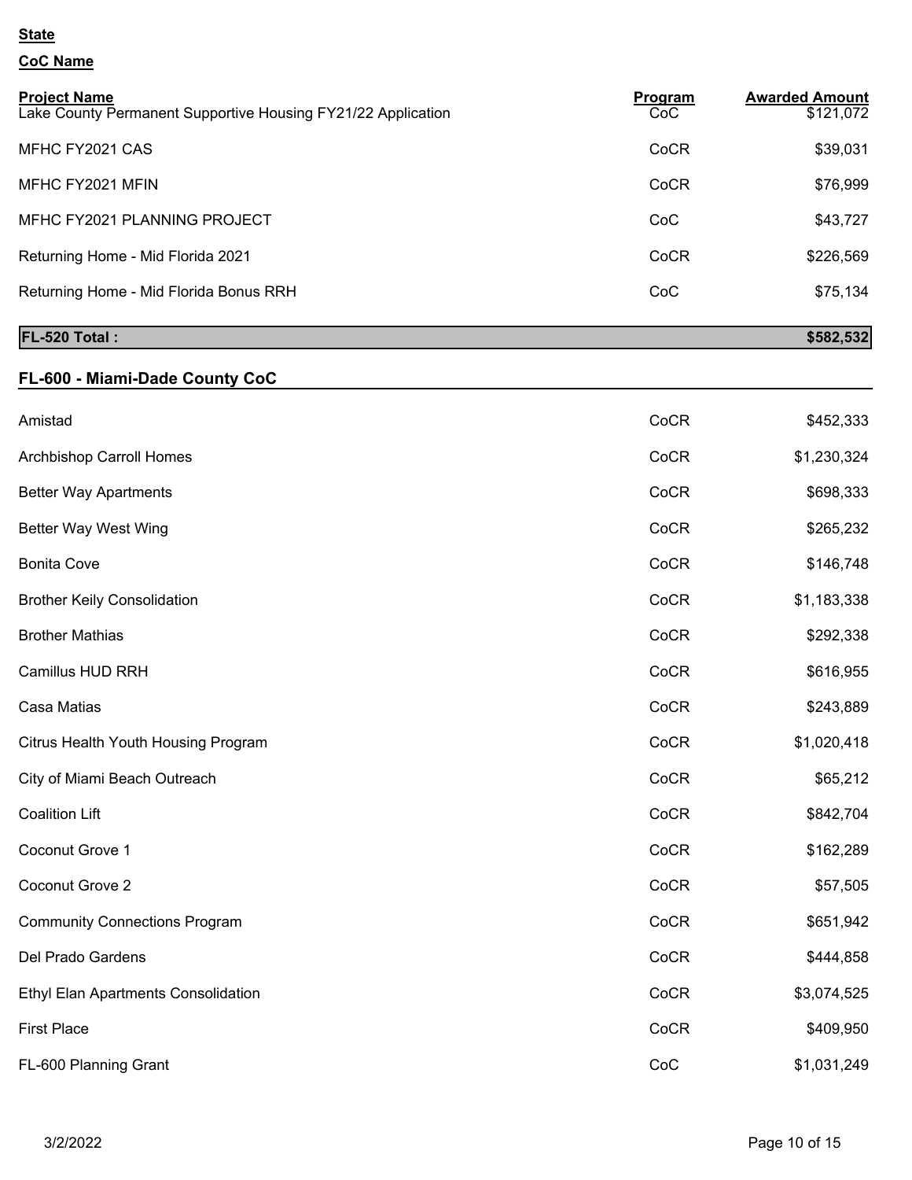**State**

**CoC Name**

| Project Name | Program | Awarded Amount |
|---|---|---|
| Lake County Permanent Supportive Housing FY21/22 Application | CoC | $121,072 |
| MFHC FY2021 CAS | CoCR | $39,031 |
| MFHC FY2021 MFIN | CoCR | $76,999 |
| MFHC FY2021 PLANNING PROJECT | CoC | $43,727 |
| Returning Home - Mid Florida 2021 | CoCR | $226,569 |
| Returning Home - Mid Florida Bonus RRH | CoC | $75,134 |
| **FL-520 Total :** | | **$582,532** |

## FL-600 - Miami-Dade County CoC

| Project Name | Program | Awarded Amount |
|---|---|---|
| Amistad | CoCR | $452,333 |
| Archbishop Carroll Homes | CoCR | $1,230,324 |
| Better Way Apartments | CoCR | $698,333 |
| Better Way West Wing | CoCR | $265,232 |
| Bonita Cove | CoCR | $146,748 |
| Brother Keily Consolidation | CoCR | $1,183,338 |
| Brother Mathias | CoCR | $292,338 |
| Camillus HUD RRH | CoCR | $616,955 |
| Casa Matias | CoCR | $243,889 |
| Citrus Health Youth Housing Program | CoCR | $1,020,418 |
| City of Miami Beach Outreach | CoCR | $65,212 |
| Coalition Lift | CoCR | $842,704 |
| Coconut Grove 1 | CoCR | $162,289 |
| Coconut Grove 2 | CoCR | $57,505 |
| Community Connections Program | CoCR | $651,942 |
| Del Prado Gardens | CoCR | $444,858 |
| Ethyl Elan Apartments Consolidation | CoCR | $3,074,525 |
| First Place | CoCR | $409,950 |
| FL-600 Planning Grant | CoC | $1,031,249 |

3/2/2022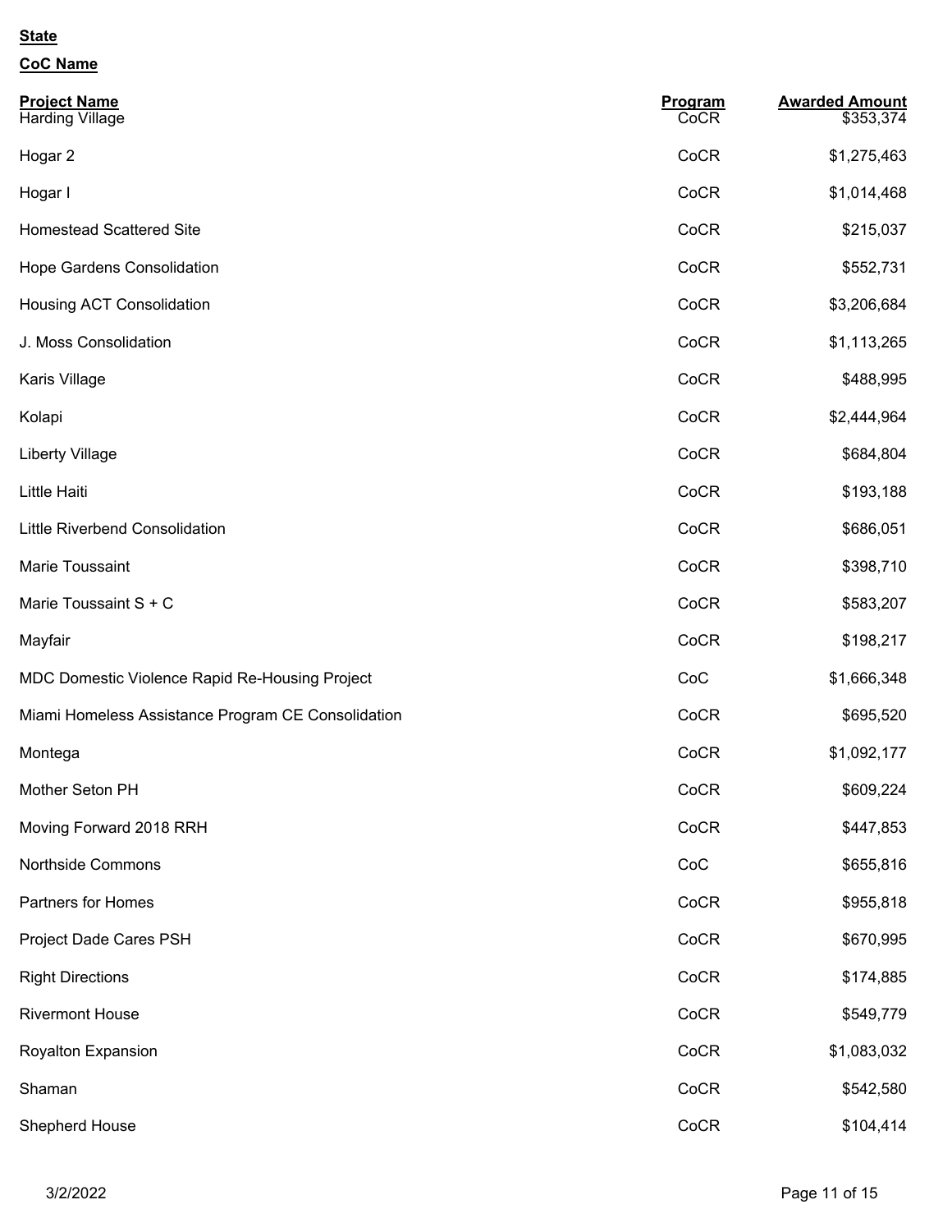**State**

**CoC Name**

| Project Name | Program | Awarded Amount |
| --- | --- | --- |
| Harding Village | CoCR | $353,374 |
| Hogar 2 | CoCR | $1,275,463 |
| Hogar I | CoCR | $1,014,468 |
| Homestead Scattered Site | CoCR | $215,037 |
| Hope Gardens Consolidation | CoCR | $552,731 |
| Housing ACT Consolidation | CoCR | $3,206,684 |
| J. Moss Consolidation | CoCR | $1,113,265 |
| Karis Village | CoCR | $488,995 |
| Kolapi | CoCR | $2,444,964 |
| Liberty Village | CoCR | $684,804 |
| Little Haiti | CoCR | $193,188 |
| Little Riverbend Consolidation | CoCR | $686,051 |
| Marie Toussaint | CoCR | $398,710 |
| Marie Toussaint S + C | CoCR | $583,207 |
| Mayfair | CoCR | $198,217 |
| MDC Domestic Violence Rapid Re-Housing Project | CoC | $1,666,348 |
| Miami Homeless Assistance Program CE Consolidation | CoCR | $695,520 |
| Montega | CoCR | $1,092,177 |
| Mother Seton PH | CoCR | $609,224 |
| Moving Forward 2018 RRH | CoCR | $447,853 |
| Northside Commons | CoC | $655,816 |
| Partners for Homes | CoCR | $955,818 |
| Project Dade Cares PSH | CoCR | $670,995 |
| Right Directions | CoCR | $174,885 |
| Rivermont House | CoCR | $549,779 |
| Royalton Expansion | CoCR | $1,083,032 |
| Shaman | CoCR | $542,580 |
| Shepherd House | CoCR | $104,414 |

3/2/2022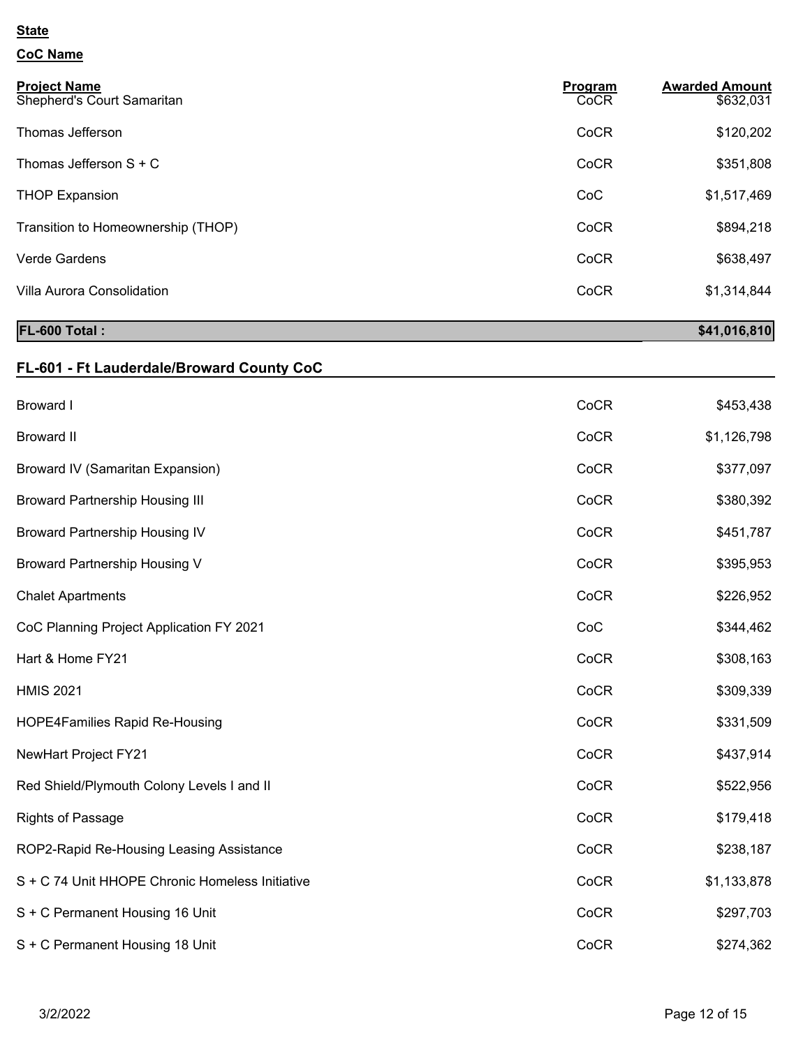**State**

**CoC Name**

| Project Name | Program | Awarded Amount |
| --- | --- | --- |
| Shepherd's Court Samaritan | CoCR | $632,031 |
| Thomas Jefferson | CoCR | $120,202 |
| Thomas Jefferson S + C | CoCR | $351,808 |
| THOP Expansion | CoC | $1,517,469 |
| Transition to Homeownership (THOP) | CoCR | $894,218 |
| Verde Gardens | CoCR | $638,497 |
| Villa Aurora Consolidation | CoCR | $1,314,844 |
| **FL-600 Total :** | | **$41,016,810** |

## FL-601 - Ft Lauderdale/Broward County CoC

| Project Name | Program | Awarded Amount |
| --- | --- | --- |
| Broward I | CoCR | $453,438 |
| Broward II | CoCR | $1,126,798 |
| Broward IV (Samaritan Expansion) | CoCR | $377,097 |
| Broward Partnership Housing III | CoCR | $380,392 |
| Broward Partnership Housing IV | CoCR | $451,787 |
| Broward Partnership Housing V | CoCR | $395,953 |
| Chalet Apartments | CoCR | $226,952 |
| CoC Planning Project Application FY 2021 | CoC | $344,462 |
| Hart & Home FY21 | CoCR | $308,163 |
| HMIS 2021 | CoCR | $309,339 |
| HOPE4Families Rapid Re-Housing | CoCR | $331,509 |
| NewHart Project FY21 | CoCR | $437,914 |
| Red Shield/Plymouth Colony Levels I and II | CoCR | $522,956 |
| Rights of Passage | CoCR | $179,418 |
| ROP2-Rapid Re-Housing Leasing Assistance | CoCR | $238,187 |
| S + C 74 Unit HHOPE Chronic Homeless Initiative | CoCR | $1,133,878 |
| S + C Permanent Housing 16 Unit | CoCR | $297,703 |
| S + C Permanent Housing 18 Unit | CoCR | $274,362 |

3/2/2022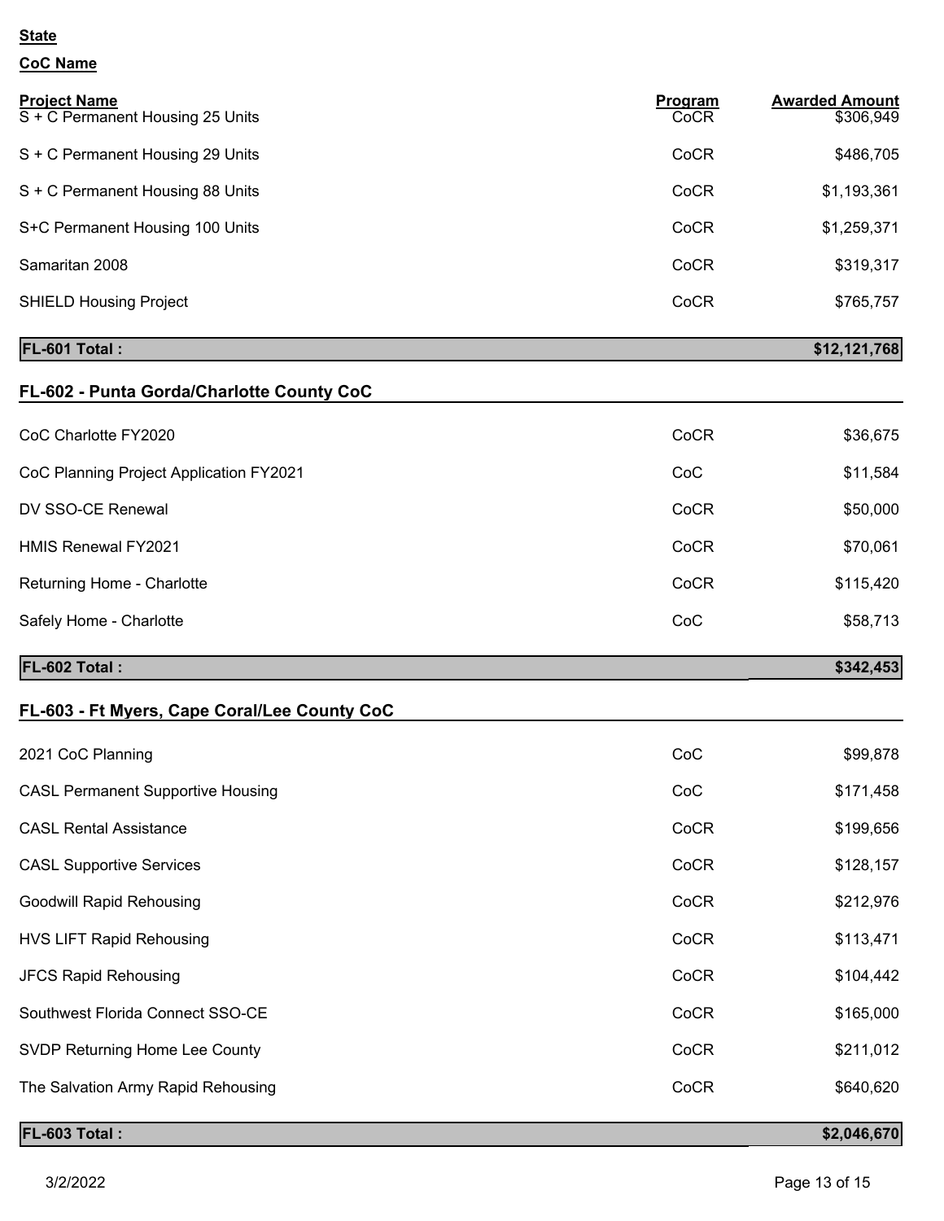**State**

**CoC Name**

| Project Name | Program | Awarded Amount |
|---|---|---|
| S + C Permanent Housing 25 Units | CoCR | $306,949 |
| S + C Permanent Housing 29 Units | CoCR | $486,705 |
| S + C Permanent Housing 88 Units | CoCR | $1,193,361 |
| S+C Permanent Housing 100 Units | CoCR | $1,259,371 |
| Samaritan 2008 | CoCR | $319,317 |
| SHIELD Housing Project | CoCR | $765,757 |
| **FL-601 Total :** | | **$12,121,768** |

## FL-602 - Punta Gorda/Charlotte County CoC

| Project Name | Program | Awarded Amount |
|---|---|---|
| CoC Charlotte FY2020 | CoCR | $36,675 |
| CoC Planning Project Application FY2021 | CoC | $11,584 |
| DV SSO-CE Renewal | CoCR | $50,000 |
| HMIS Renewal FY2021 | CoCR | $70,061 |
| Returning Home - Charlotte | CoCR | $115,420 |
| Safely Home - Charlotte | CoC | $58,713 |
| **FL-602 Total :** | | **$342,453** |

## FL-603 - Ft Myers, Cape Coral/Lee County CoC

| Project Name | Program | Awarded Amount |
|---|---|---|
| 2021 CoC Planning | CoC | $99,878 |
| CASL Permanent Supportive Housing | CoC | $171,458 |
| CASL Rental Assistance | CoCR | $199,656 |
| CASL Supportive Services | CoCR | $128,157 |
| Goodwill Rapid Rehousing | CoCR | $212,976 |
| HVS LIFT Rapid Rehousing | CoCR | $113,471 |
| JFCS Rapid Rehousing | CoCR | $104,442 |
| Southwest Florida Connect SSO-CE | CoCR | $165,000 |
| SVDP Returning Home Lee County | CoCR | $211,012 |
| The Salvation Army Rapid Rehousing | CoCR | $640,620 |
| **FL-603 Total :** | | **$2,046,670** |

3/2/2022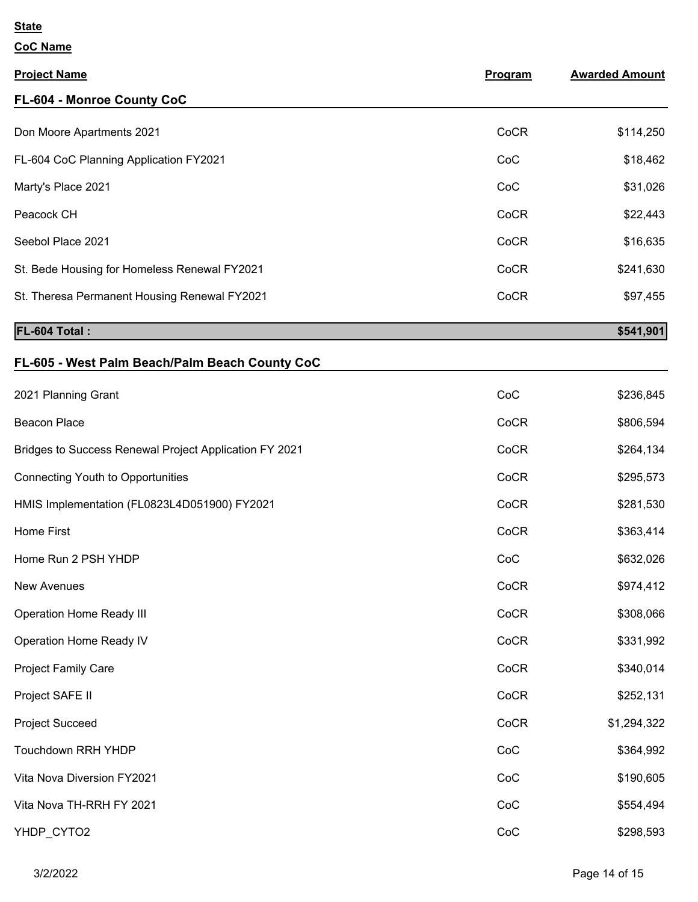**State**

**CoC Name**

| Project Name | Program | Awarded Amount |
|---|---|---|
| **FL-604 - Monroe County CoC** | | |
| Don Moore Apartments 2021 | CoCR | $114,250 |
| FL-604 CoC Planning Application FY2021 | CoC | $18,462 |
| Marty's Place 2021 | CoC | $31,026 |
| Peacock CH | CoCR | $22,443 |
| Seebol Place 2021 | CoCR | $16,635 |
| St. Bede Housing for Homeless Renewal FY2021 | CoCR | $241,630 |
| St. Theresa Permanent Housing Renewal FY2021 | CoCR | $97,455 |
| **FL-604 Total :** | | **$541,901** |
| **FL-605 - West Palm Beach/Palm Beach County CoC** | | |
| 2021 Planning Grant | CoC | $236,845 |
| Beacon Place | CoCR | $806,594 |
| Bridges to Success Renewal Project Application FY 2021 | CoCR | $264,134 |
| Connecting Youth to Opportunities | CoCR | $295,573 |
| HMIS Implementation (FL0823L4D051900) FY2021 | CoCR | $281,530 |
| Home First | CoCR | $363,414 |
| Home Run 2 PSH YHDP | CoC | $632,026 |
| New Avenues | CoCR | $974,412 |
| Operation Home Ready III | CoCR | $308,066 |
| Operation Home Ready IV | CoCR | $331,992 |
| Project Family Care | CoCR | $340,014 |
| Project SAFE II | CoCR | $252,131 |
| Project Succeed | CoCR | $1,294,322 |
| Touchdown RRH YHDP | CoC | $364,992 |
| Vita Nova Diversion FY2021 | CoC | $190,605 |
| Vita Nova TH-RRH FY 2021 | CoC | $554,494 |
| YHDP_CYTO2 | CoC | $298,593 |

3/2/2022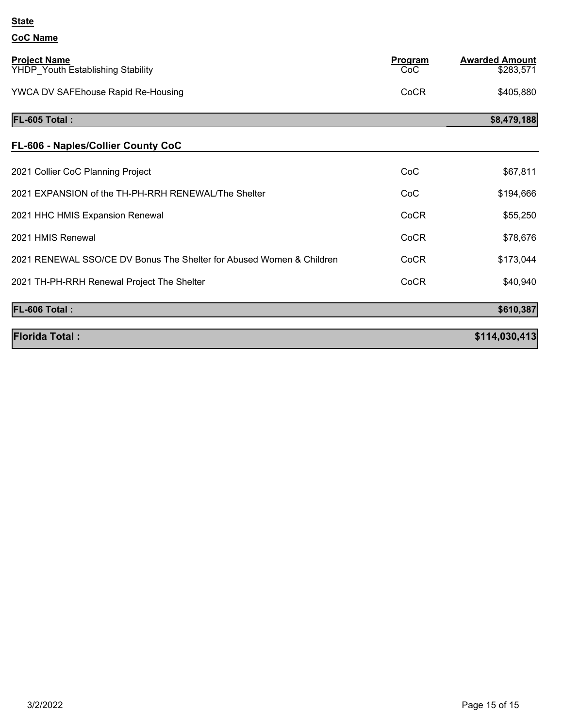**State**

**CoC Name**

| Project Name | Program | Awarded Amount |
|---|---|---|
| YHDP_Youth Establishing Stability | CoC | $283,571 |
| YWCA DV SAFEhouse Rapid Re-Housing | CoCR | $405,880 |
| **FL-605 Total :** | | **$8,479,188** |

## FL-606 - Naples/Collier County CoC

| Project Name | Program | Awarded Amount |
|---|---|---|
| 2021 Collier CoC Planning Project | CoC | $67,811 |
| 2021 EXPANSION of the TH-PH-RRH RENEWAL/The Shelter | CoC | $194,666 |
| 2021 HHC HMIS Expansion Renewal | CoCR | $55,250 |
| 2021 HMIS Renewal | CoCR | $78,676 |
| 2021 RENEWAL SSO/CE DV Bonus The Shelter for Abused Women & Children | CoCR | $173,044 |
| 2021 TH-PH-RRH Renewal Project The Shelter | CoCR | $40,940 |
| **FL-606 Total :** | | **$610,387** |
| **Florida Total :** | | **$114,030,413** |

3/2/2022